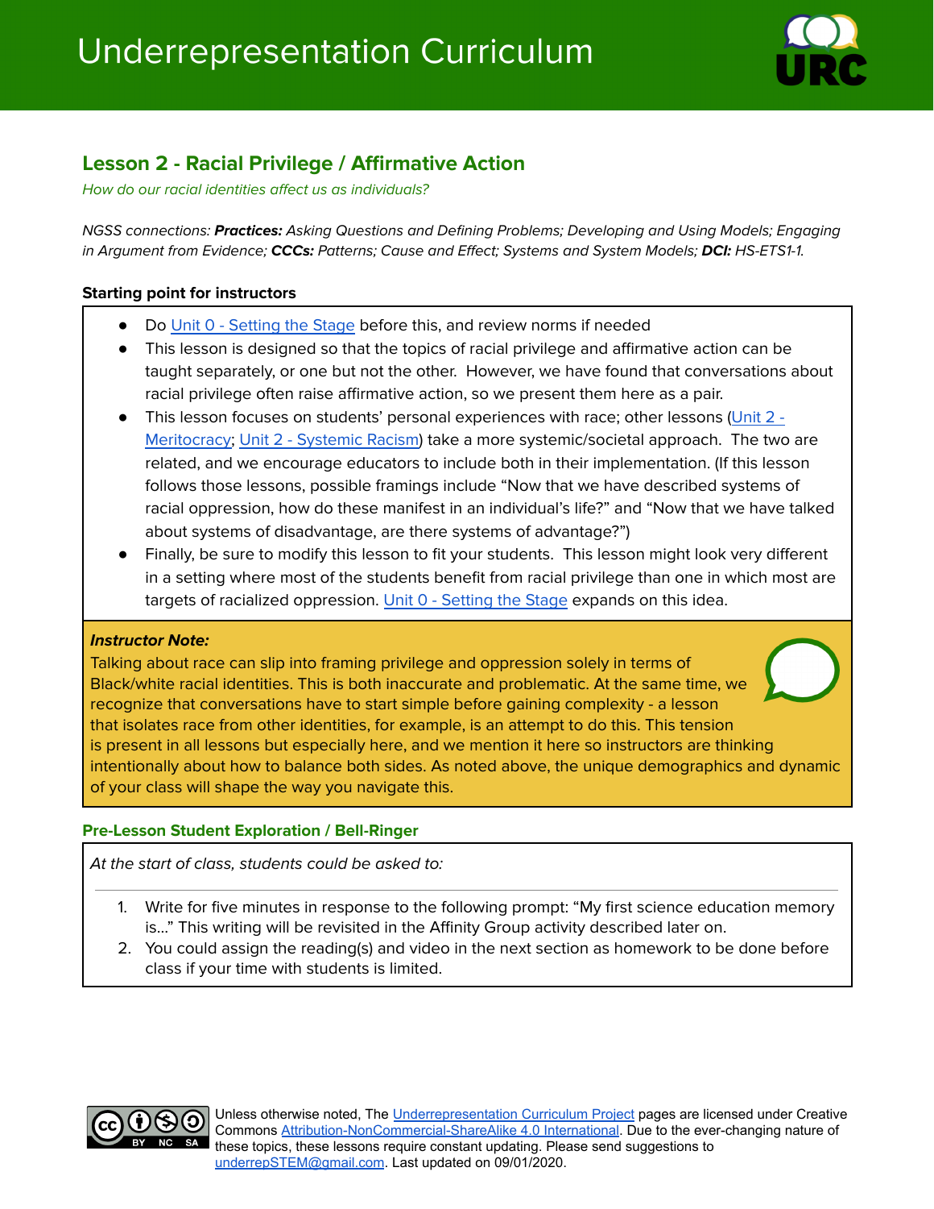# Underrepresentation Curriculum

## Lesson 2 - Racial Privilege / Affirmative Action

*How do our racial identities affect us as individuals?*

*NGSS connections: **Practices:** Asking Questions and Defining Problems; Developing and Using Models; Engaging in Argument from Evidence; **CCCs:** Patterns; Cause and Effect; Systems and System Models; **DCI:** HS-ETS1-1.*

### Starting point for instructors

- Do Unit 0 - Setting the Stage before this, and review norms if needed
- This lesson is designed so that the topics of racial privilege and affirmative action can be taught separately, or one but not the other. However, we have found that conversations about racial privilege often raise affirmative action, so we present them here as a pair.
- This lesson focuses on students' personal experiences with race; other lessons (Unit 2 - Meritocracy; Unit 2 - Systemic Racism) take a more systemic/societal approach. The two are related, and we encourage educators to include both in their implementation. (If this lesson follows those lessons, possible framings include "Now that we have described systems of racial oppression, how do these manifest in an individual's life?" and "Now that we have talked about systems of disadvantage, are there systems of advantage?")
- Finally, be sure to modify this lesson to fit your students. This lesson might look very different in a setting where most of the students benefit from racial privilege than one in which most are targets of racialized oppression. Unit 0 - Setting the Stage expands on this idea.

***Instructor Note:***
Talking about race can slip into framing privilege and oppression solely in terms of Black/white racial identities. This is both inaccurate and problematic. At the same time, we recognize that conversations have to start simple before gaining complexity - a lesson that isolates race from other identities, for example, is an attempt to do this. This tension is present in all lessons but especially here, and we mention it here so instructors are thinking intentionally about how to balance both sides. As noted above, the unique demographics and dynamic of your class will shape the way you navigate this.

### Pre-Lesson Student Exploration / Bell-Ringer

*At the start of class, students could be asked to:*

1. Write for five minutes in response to the following prompt: "My first science education memory is…" This writing will be revisited in the Affinity Group activity described later on.
2. You could assign the reading(s) and video in the next section as homework to be done before class if your time with students is limited.

Unless otherwise noted, The Underrepresentation Curriculum Project pages are licensed under Creative Commons Attribution-NonCommercial-ShareAlike 4.0 International. Due to the ever-changing nature of these topics, these lessons require constant updating. Please send suggestions to underrepSTEM@gmail.com. Last updated on 09/01/2020.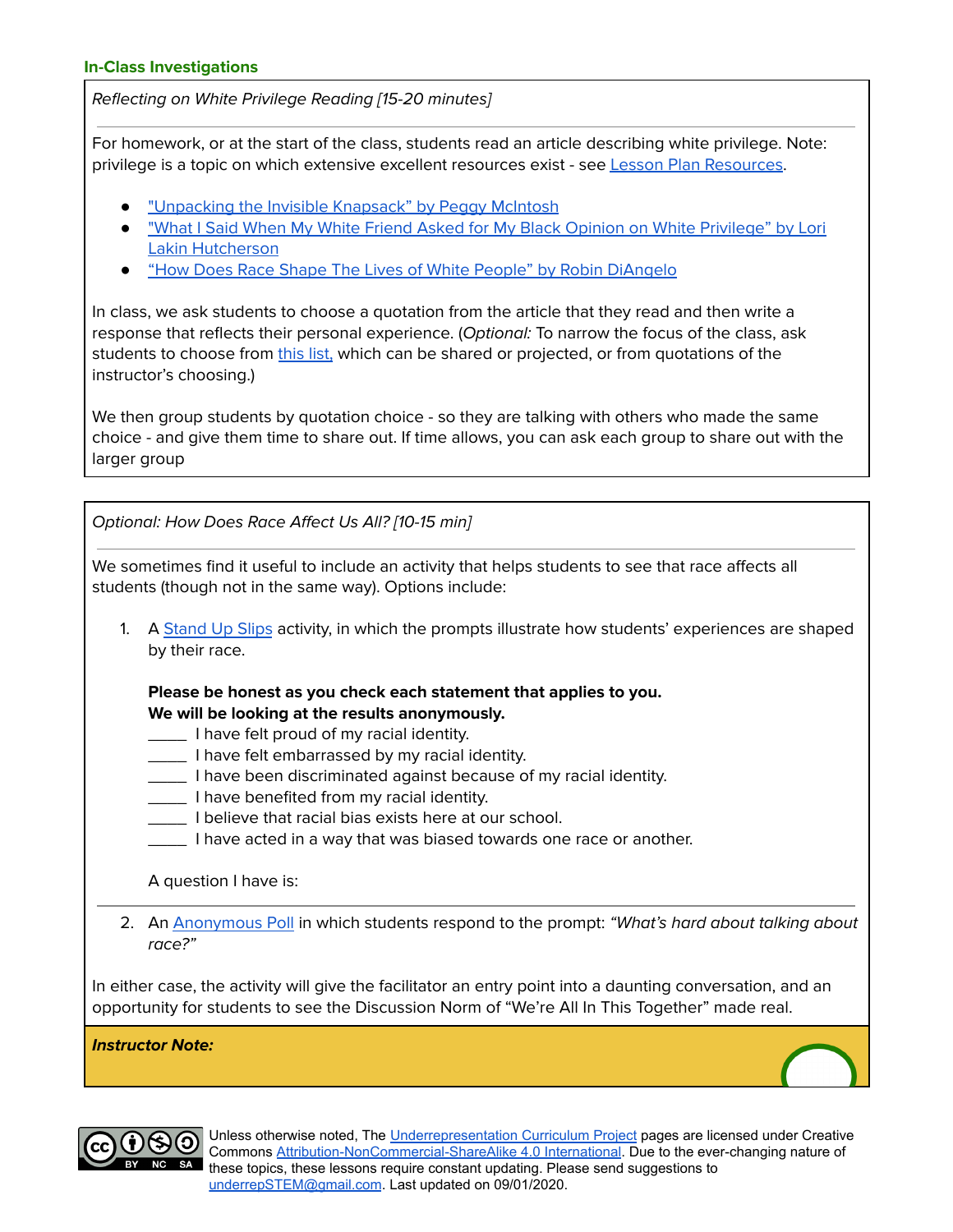## In-Class Investigations

*Reflecting on White Privilege Reading [15-20 minutes]*

For homework, or at the start of the class, students read an article describing white privilege. Note: privilege is a topic on which extensive excellent resources exist - see Lesson Plan Resources.

- "Unpacking the Invisible Knapsack" by Peggy McIntosh
- "What I Said When My White Friend Asked for My Black Opinion on White Privilege" by Lori Lakin Hutcherson
- "How Does Race Shape The Lives of White People" by Robin DiAngelo

In class, we ask students to choose a quotation from the article that they read and then write a response that reflects their personal experience. (*Optional:* To narrow the focus of the class, ask students to choose from this list, which can be shared or projected, or from quotations of the instructor's choosing.)

We then group students by quotation choice - so they are talking with others who made the same choice - and give them time to share out. If time allows, you can ask each group to share out with the larger group

*Optional: How Does Race Affect Us All? [10-15 min]*

We sometimes find it useful to include an activity that helps students to see that race affects all students (though not in the same way). Options include:

1. A Stand Up Slips activity, in which the prompts illustrate how students' experiences are shaped by their race.

   **Please be honest as you check each statement that applies to you.**
   **We will be looking at the results anonymously.**
   _____ I have felt proud of my racial identity.
   _____ I have felt embarrassed by my racial identity.
   _____ I have been discriminated against because of my racial identity.
   _____ I have benefited from my racial identity.
   _____ I believe that racial bias exists here at our school.
   _____ I have acted in a way that was biased towards one race or another.

   A question I have is:

2. An Anonymous Poll in which students respond to the prompt: *"What's hard about talking about race?"*

In either case, the activity will give the facilitator an entry point into a daunting conversation, and an opportunity for students to see the Discussion Norm of "We're All In This Together" made real.

***Instructor Note:***

Unless otherwise noted, The Underrepresentation Curriculum Project pages are licensed under Creative Commons Attribution-NonCommercial-ShareAlike 4.0 International. Due to the ever-changing nature of these topics, these lessons require constant updating. Please send suggestions to underrepSTEM@gmail.com. Last updated on 09/01/2020.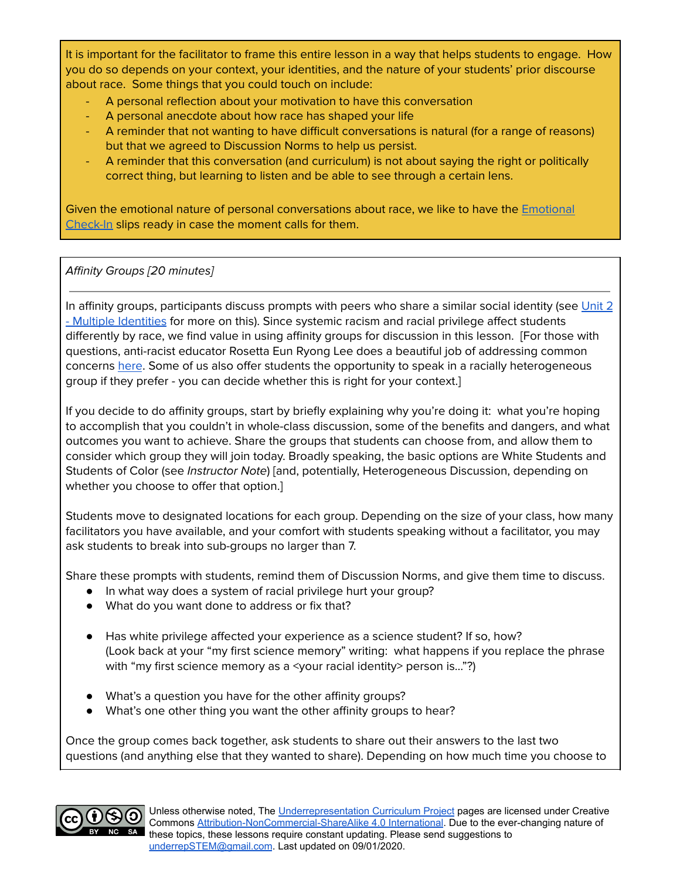It is important for the facilitator to frame this entire lesson in a way that helps students to engage. How you do so depends on your context, your identities, and the nature of your students' prior discourse about race. Some things that you could touch on include:

- A personal reflection about your motivation to have this conversation
- A personal anecdote about how race has shaped your life
- A reminder that not wanting to have difficult conversations is natural (for a range of reasons) but that we agreed to Discussion Norms to help us persist.
- A reminder that this conversation (and curriculum) is not about saying the right or politically correct thing, but learning to listen and be able to see through a certain lens.

Given the emotional nature of personal conversations about race, we like to have the Emotional Check-In slips ready in case the moment calls for them.

*Affinity Groups [20 minutes]*

---

In affinity groups, participants discuss prompts with peers who share a similar social identity (see Unit 2 - Multiple Identities for more on this). Since systemic racism and racial privilege affect students differently by race, we find value in using affinity groups for discussion in this lesson. [For those with questions, anti-racist educator Rosetta Eun Ryong Lee does a beautiful job of addressing common concerns here. Some of us also offer students the opportunity to speak in a racially heterogeneous group if they prefer - you can decide whether this is right for your context.]

If you decide to do affinity groups, start by briefly explaining why you're doing it: what you're hoping to accomplish that you couldn't in whole-class discussion, some of the benefits and dangers, and what outcomes you want to achieve. Share the groups that students can choose from, and allow them to consider which group they will join today. Broadly speaking, the basic options are White Students and Students of Color (see *Instructor Note*) [and, potentially, Heterogeneous Discussion, depending on whether you choose to offer that option.]

Students move to designated locations for each group. Depending on the size of your class, how many facilitators you have available, and your comfort with students speaking without a facilitator, you may ask students to break into sub-groups no larger than 7.

Share these prompts with students, remind them of Discussion Norms, and give them time to discuss.

- In what way does a system of racial privilege hurt your group?
- What do you want done to address or fix that?

- Has white privilege affected your experience as a science student? If so, how?
  (Look back at your "my first science memory" writing: what happens if you replace the phrase with "my first science memory as a <your racial identity> person is..."?)

- What's a question you have for the other affinity groups?
- What's one other thing you want the other affinity groups to hear?

Once the group comes back together, ask students to share out their answers to the last two questions (and anything else that they wanted to share). Depending on how much time you choose to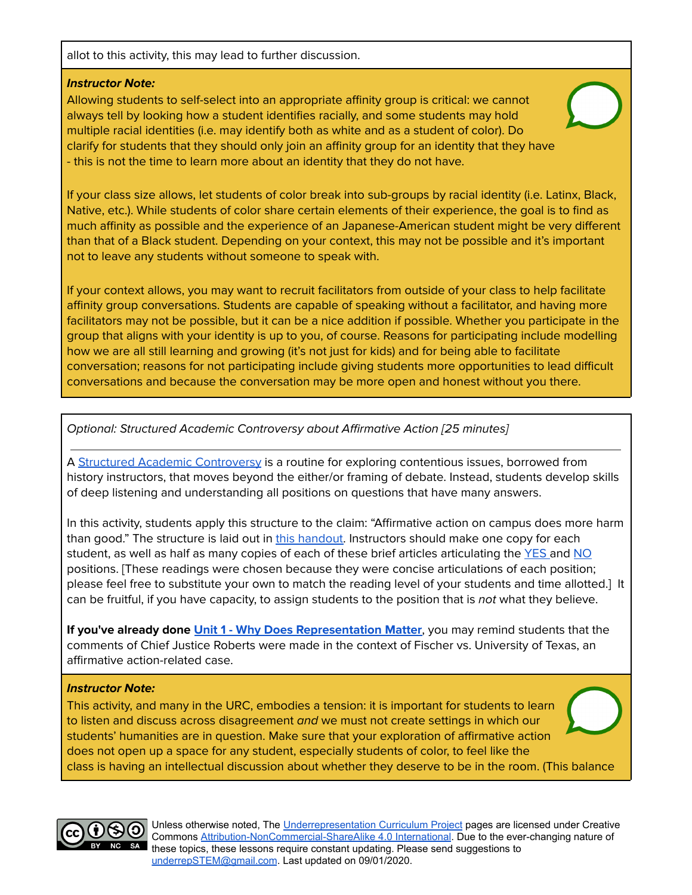allot to this activity, this may lead to further discussion.

***Instructor Note:***
Allowing students to self-select into an appropriate affinity group is critical: we cannot always tell by looking how a student identifies racially, and some students may hold multiple racial identities (i.e. may identify both as white and as a student of color). Do clarify for students that they should only join an affinity group for an identity that they have - this is not the time to learn more about an identity that they do not have.

If your class size allows, let students of color break into sub-groups by racial identity (i.e. Latinx, Black, Native, etc.). While students of color share certain elements of their experience, the goal is to find as much affinity as possible and the experience of an Japanese-American student might be very different than that of a Black student. Depending on your context, this may not be possible and it's important not to leave any students without someone to speak with.

If your context allows, you may want to recruit facilitators from outside of your class to help facilitate affinity group conversations. Students are capable of speaking without a facilitator, and having more facilitators may not be possible, but it can be a nice addition if possible. Whether you participate in the group that aligns with your identity is up to you, of course. Reasons for participating include modelling how we are all still learning and growing (it's not just for kids) and for being able to facilitate conversation; reasons for not participating include giving students more opportunities to lead difficult conversations and because the conversation may be more open and honest without you there.

*Optional: Structured Academic Controversy about Affirmative Action [25 minutes]*

---

A [Structured Academic Controversy] is a routine for exploring contentious issues, borrowed from history instructors, that moves beyond the either/or framing of debate. Instead, students develop skills of deep listening and understanding all positions on questions that have many answers.

In this activity, students apply this structure to the claim: "Affirmative action on campus does more harm than good." The structure is laid out in [this handout]. Instructors should make one copy for each student, as well as half as many copies of each of these brief articles articulating the [YES] and [NO] positions. [These readings were chosen because they were concise articulations of each position; please feel free to substitute your own to match the reading level of your students and time allotted.] It can be fruitful, if you have capacity, to assign students to the position that is *not* what they believe.

**If you've already done [Unit 1 - Why Does Representation Matter]**, you may remind students that the comments of Chief Justice Roberts were made in the context of Fischer vs. University of Texas, an affirmative action-related case.

***Instructor Note:***
This activity, and many in the URC, embodies a tension: it is important for students to learn to listen and discuss across disagreement *and* we must not create settings in which our students' humanities are in question. Make sure that your exploration of affirmative action does not open up a space for any student, especially students of color, to feel like the class is having an intellectual discussion about whether they deserve to be in the room. (This balance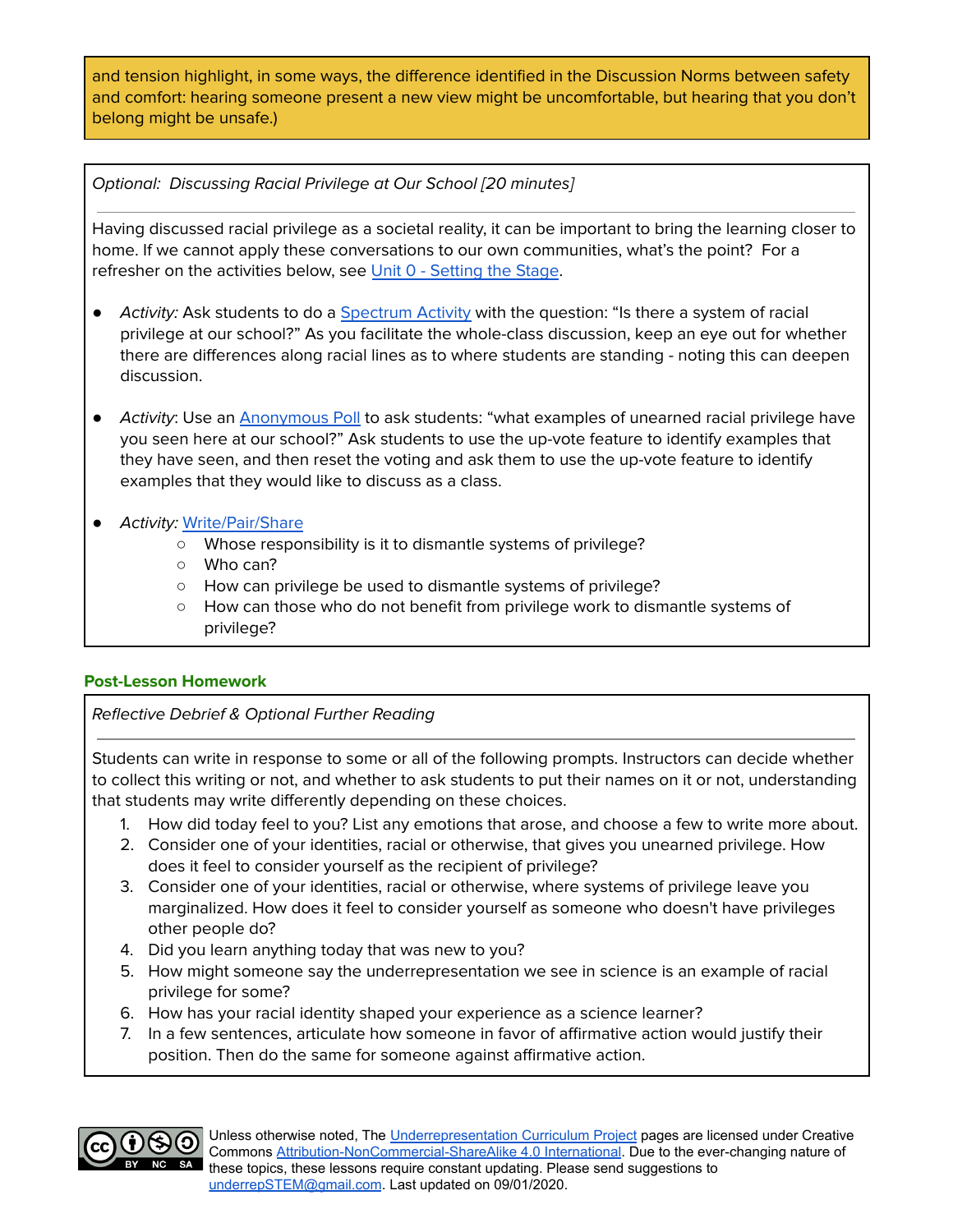and tension highlight, in some ways, the difference identified in the Discussion Norms between safety and comfort: hearing someone present a new view might be uncomfortable, but hearing that you don't belong might be unsafe.)

*Optional: Discussing Racial Privilege at Our School [20 minutes]*

Having discussed racial privilege as a societal reality, it can be important to bring the learning closer to home. If we cannot apply these conversations to our own communities, what's the point? For a refresher on the activities below, see [Unit 0 - Setting the Stage](#).

- *Activity:* Ask students to do a [Spectrum Activity](#) with the question: "Is there a system of racial privilege at our school?" As you facilitate the whole-class discussion, keep an eye out for whether there are differences along racial lines as to where students are standing - noting this can deepen discussion.

- *Activity*: Use an [Anonymous Poll](#) to ask students: "what examples of unearned racial privilege have you seen here at our school?" Ask students to use the up-vote feature to identify examples that they have seen, and then reset the voting and ask them to use the up-vote feature to identify examples that they would like to discuss as a class.

- *Activity:* [Write/Pair/Share](#)
  - Whose responsibility is it to dismantle systems of privilege?
  - Who can?
  - How can privilege be used to dismantle systems of privilege?
  - How can those who do not benefit from privilege work to dismantle systems of privilege?

**Post-Lesson Homework**

*Reflective Debrief & Optional Further Reading*

Students can write in response to some or all of the following prompts. Instructors can decide whether to collect this writing or not, and whether to ask students to put their names on it or not, understanding that students may write differently depending on these choices.

1. How did today feel to you? List any emotions that arose, and choose a few to write more about.
2. Consider one of your identities, racial or otherwise, that gives you unearned privilege. How does it feel to consider yourself as the recipient of privilege?
3. Consider one of your identities, racial or otherwise, where systems of privilege leave you marginalized. How does it feel to consider yourself as someone who doesn't have privileges other people do?
4. Did you learn anything today that was new to you?
5. How might someone say the underrepresentation we see in science is an example of racial privilege for some?
6. How has your racial identity shaped your experience as a science learner?
7. In a few sentences, articulate how someone in favor of affirmative action would justify their position. Then do the same for someone against affirmative action.

Unless otherwise noted, The [Underrepresentation Curriculum Project](#) pages are licensed under Creative Commons [Attribution-NonCommercial-ShareAlike 4.0 International](#). Due to the ever-changing nature of these topics, these lessons require constant updating. Please send suggestions to [underrepSTEM@gmail.com](mailto:underrepSTEM@gmail.com). Last updated on 09/01/2020.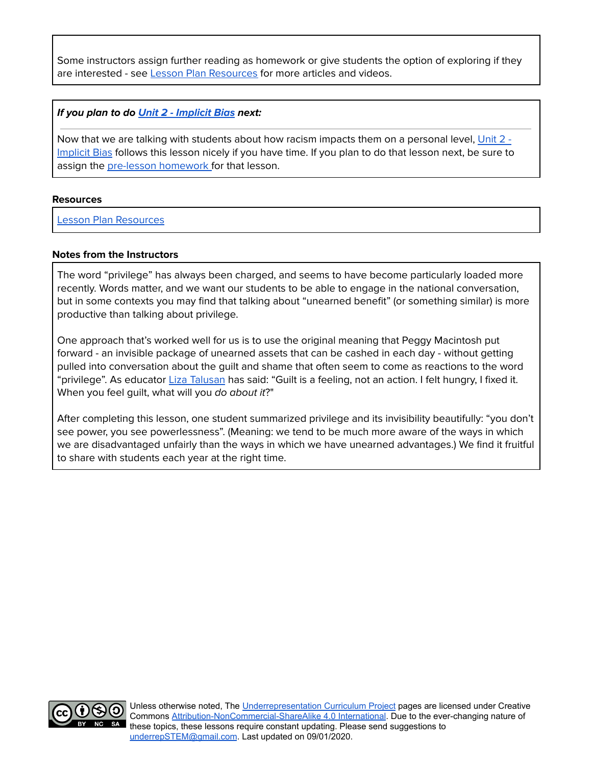Some instructors assign further reading as homework or give students the option of exploring if they are interested - see Lesson Plan Resources for more articles and videos.

***If you plan to do Unit 2 - Implicit Bias next:***

---

Now that we are talking with students about how racism impacts them on a personal level, Unit 2 - Implicit Bias follows this lesson nicely if you have time. If you plan to do that lesson next, be sure to assign the pre-lesson homework for that lesson.

**Resources**

Lesson Plan Resources

**Notes from the Instructors**

The word "privilege" has always been charged, and seems to have become particularly loaded more recently. Words matter, and we want our students to be able to engage in the national conversation, but in some contexts you may find that talking about "unearned benefit" (or something similar) is more productive than talking about privilege.

One approach that's worked well for us is to use the original meaning that Peggy Macintosh put forward - an invisible package of unearned assets that can be cashed in each day - without getting pulled into conversation about the guilt and shame that often seem to come as reactions to the word "privilege". As educator Liza Talusan has said: "Guilt is a feeling, not an action. I felt hungry, I fixed it. When you feel guilt, what will you *do about it*?"

After completing this lesson, one student summarized privilege and its invisibility beautifully: "you don't see power, you see powerlessness". (Meaning: we tend to be much more aware of the ways in which we are disadvantaged unfairly than the ways in which we have unearned advantages.) We find it fruitful to share with students each year at the right time.

Unless otherwise noted, The Underrepresentation Curriculum Project pages are licensed under Creative Commons Attribution-NonCommercial-ShareAlike 4.0 International. Due to the ever-changing nature of these topics, these lessons require constant updating. Please send suggestions to underrepSTEM@gmail.com. Last updated on 09/01/2020.